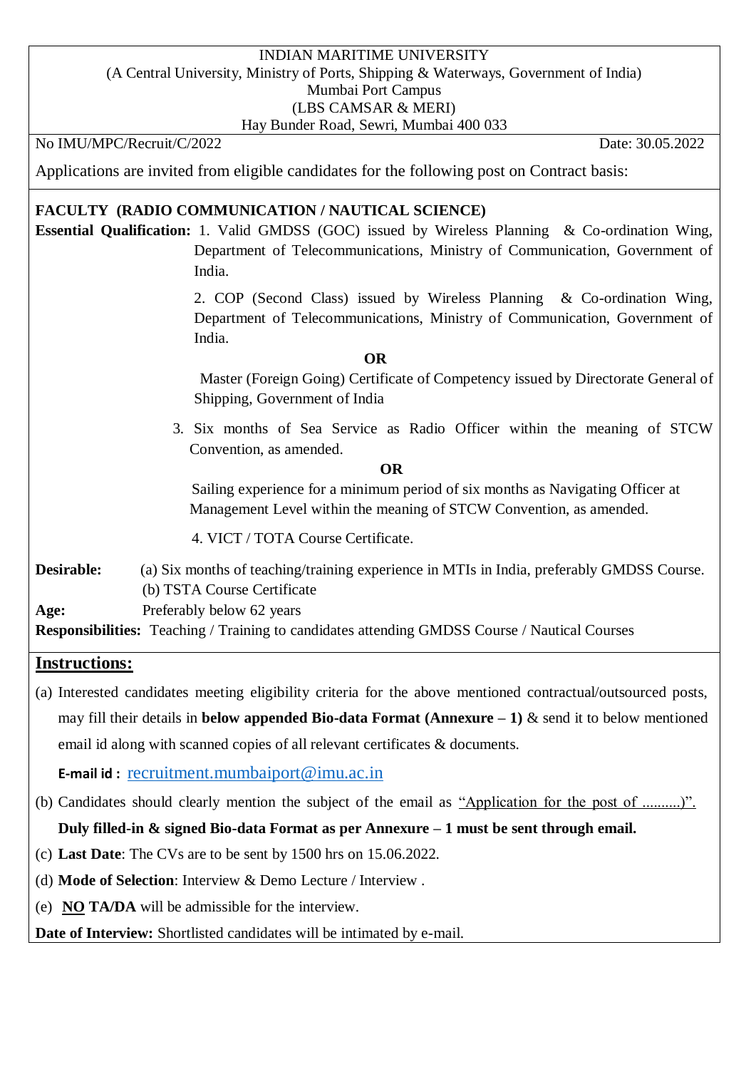INDIAN MARITIME UNIVERSITY

(A Central University, Ministry of Ports, Shipping & Waterways, Government of India)

Mumbai Port Campus

(LBS CAMSAR & MERI)

Hay Bunder Road, Sewri, Mumbai 400 033

No IMU/MPC/Recruit/C/2022 Date: 30.05.2022

Applications are invited from eligible candidates for the following post on Contract basis:

**FACULTY (RADIO COMMUNICATION / NAUTICAL SCIENCE)**

**Essential Qualification:** 1. Valid GMDSS (GOC) issued by Wireless Planning & Co-ordination Wing, Department of Telecommunications, Ministry of Communication, Government of India.

2. COP (Second Class) issued by Wireless Planning & Co-ordination Wing, Department of Telecommunications, Ministry of Communication, Government of India.

**OR**

Master (Foreign Going) Certificate of Competency issued by Directorate General of Shipping, Government of India

3. Six months of Sea Service as Radio Officer within the meaning of STCW Convention, as amended.

**OR**

Sailing experience for a minimum period of six months as Navigating Officer at Management Level within the meaning of STCW Convention, as amended.

4. VICT / TOTA Course Certificate.

**Desirable:** (a) Six months of teaching/training experience in MTIs in India, preferably GMDSS Course.
(b) TSTA Course Certificate

**Age:** Preferably below 62 years

**Responsibilities:** Teaching / Training to candidates attending GMDSS Course / Nautical Courses

## Instructions:

(a) Interested candidates meeting eligibility criteria for the above mentioned contractual/outsourced posts, may fill their details in **below appended Bio-data Format (Annexure – 1)** & send it to below mentioned email id along with scanned copies of all relevant certificates & documents.

**E-mail id :** recruitment.mumbaiport@imu.ac.in

(b) Candidates should clearly mention the subject of the email as "Application for the post of ..........)".
**Duly filled-in & signed Bio-data Format as per Annexure – 1 must be sent through email.**

(c) **Last Date**: The CVs are to be sent by 1500 hrs on 15.06.2022.

(d) **Mode of Selection**: Interview & Demo Lecture / Interview .

(e) **NO TA/DA** will be admissible for the interview.

**Date of Interview:** Shortlisted candidates will be intimated by e-mail.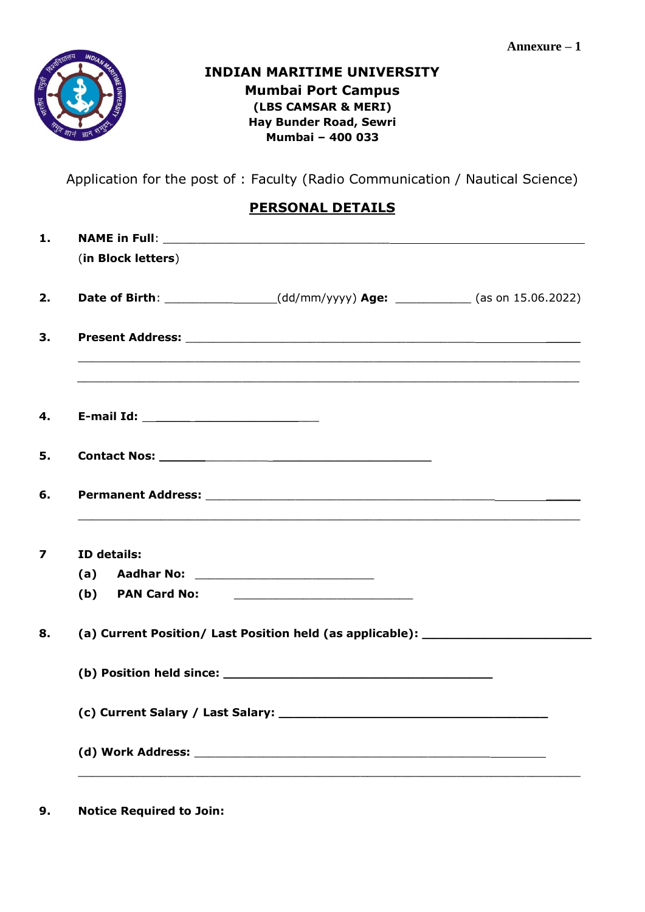Annexure – 1

# INDIAN MARITIME UNIVERSITY
## Mumbai Port Campus
**(LBS CAMSAR & MERI)**
**Hay Bunder Road, Sewri**
**Mumbai – 400 033**

Application for the post of : Faculty (Radio Communication / Nautical Science)

## PERSONAL DETAILS

1. **NAME in Full**: ____________________________________________________________
   (**in Block letters**)

2. **Date of Birth**: ________________(dd/mm/yyyy) **Age:** ___________ (as on 15.06.2022)

3. **Present Address:** ____________________________________________________________
   ____________________________________________________________
   ____________________________________________________________

4. **E-mail Id:** ___________________________

5. **Contact Nos:** ______________________________________

6. **Permanent Address:** ____________________________________________________________
   ____________________________________________________________

7. **ID details:**
   **(a) Aadhar No:** ___________________________
   **(b) PAN Card No:** ___________________________

8. **(a) Current Position/ Last Position held (as applicable):** _______________________

   **(b) Position held since:** _________________________________________

   **(c) Current Salary / Last Salary:** _________________________________________

   **(d) Work Address:** ____________________________________________________________
   ____________________________________________________________

9. **Notice Required to Join:**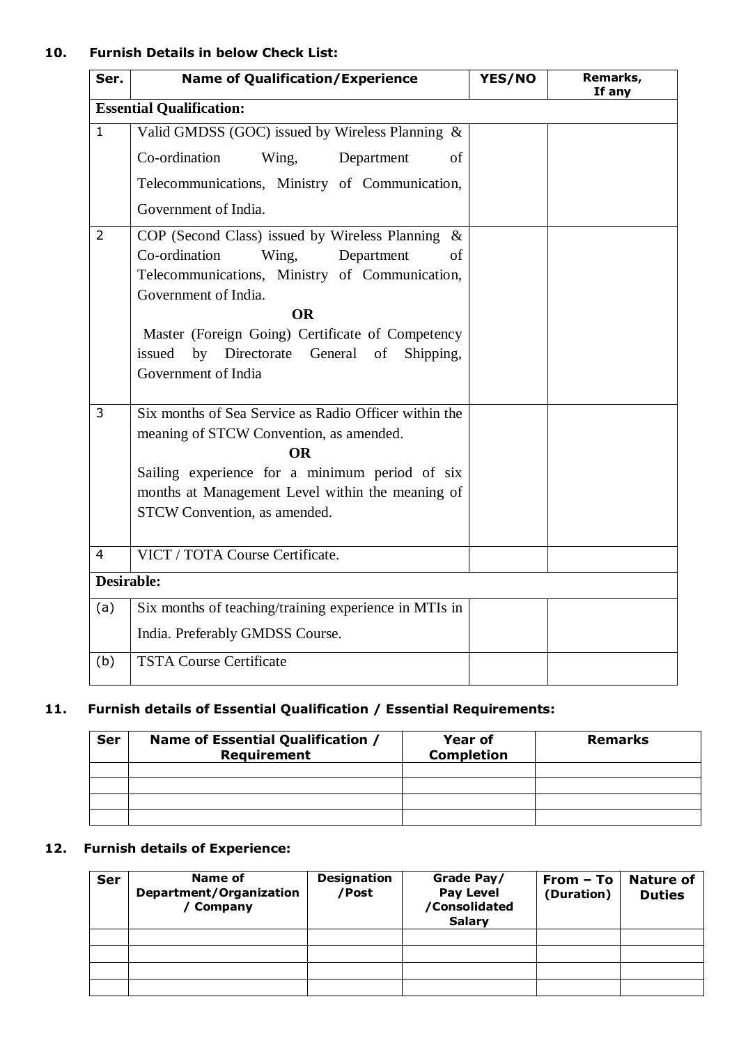**10. Furnish Details in below Check List:**

| Ser. | Name of Qualification/Experience | YES/NO | Remarks, If any |
|---|---|---|---|
| **Essential Qualification:** | | | |
| 1 | Valid GMDSS (GOC) issued by Wireless Planning & Co-ordination Wing, Department of Telecommunications, Ministry of Communication, Government of India. | | |
| 2 | COP (Second Class) issued by Wireless Planning & Co-ordination Wing, Department of Telecommunications, Ministry of Communication, Government of India. **OR** Master (Foreign Going) Certificate of Competency issued by Directorate General of Shipping, Government of India | | |
| 3 | Six months of Sea Service as Radio Officer within the meaning of STCW Convention, as amended. **OR** Sailing experience for a minimum period of six months at Management Level within the meaning of STCW Convention, as amended. | | |
| 4 | VICT / TOTA Course Certificate. | | |
| **Desirable:** | | | |
| (a) | Six months of teaching/training experience in MTIs in India. Preferably GMDSS Course. | | |
| (b) | TSTA Course Certificate | | |

**11. Furnish details of Essential Qualification / Essential Requirements:**

| Ser | Name of Essential Qualification / Requirement | Year of Completion | Remarks |
|---|---|---|---|
| | | | |
| | | | |
| | | | |
| | | | |

**12. Furnish details of Experience:**

| Ser | Name of Department/Organization / Company | Designation /Post | Grade Pay/ Pay Level /Consolidated Salary | From – To (Duration) | Nature of Duties |
|---|---|---|---|---|---|
| | | | | | |
| | | | | | |
| | | | | | |
| | | | | | |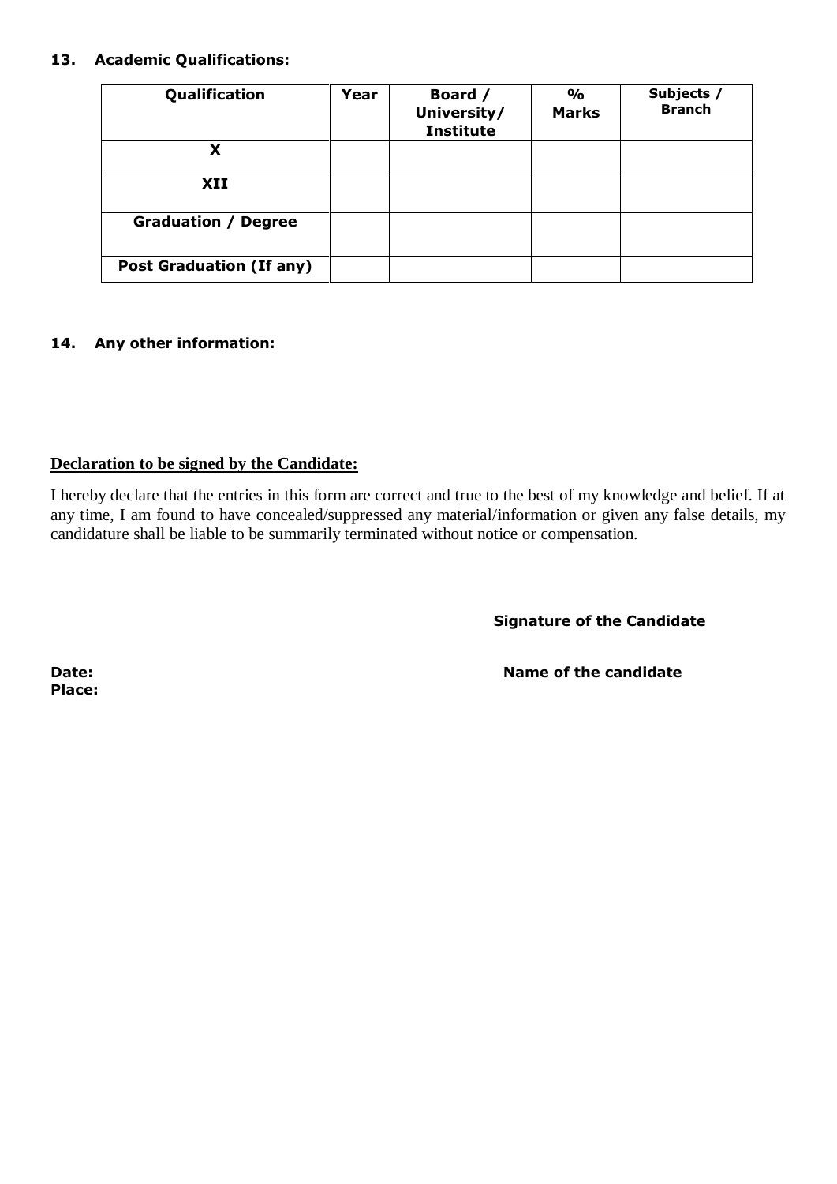**13. Academic Qualifications:**

| Qualification | Year | Board / University/ Institute | % Marks | Subjects / Branch |
|---|---|---|---|---|
| X | | | | |
| XII | | | | |
| Graduation / Degree | | | | |
| Post Graduation (If any) | | | | |

**14. Any other information:**

**<u>Declaration to be signed by the Candidate:</u>**

I hereby declare that the entries in this form are correct and true to the best of my knowledge and belief. If at any time, I am found to have concealed/suppressed any material/information or given any false details, my candidature shall be liable to be summarily terminated without notice or compensation.

**Signature of the Candidate**

**Date:**

**Place:**

**Name of the candidate**